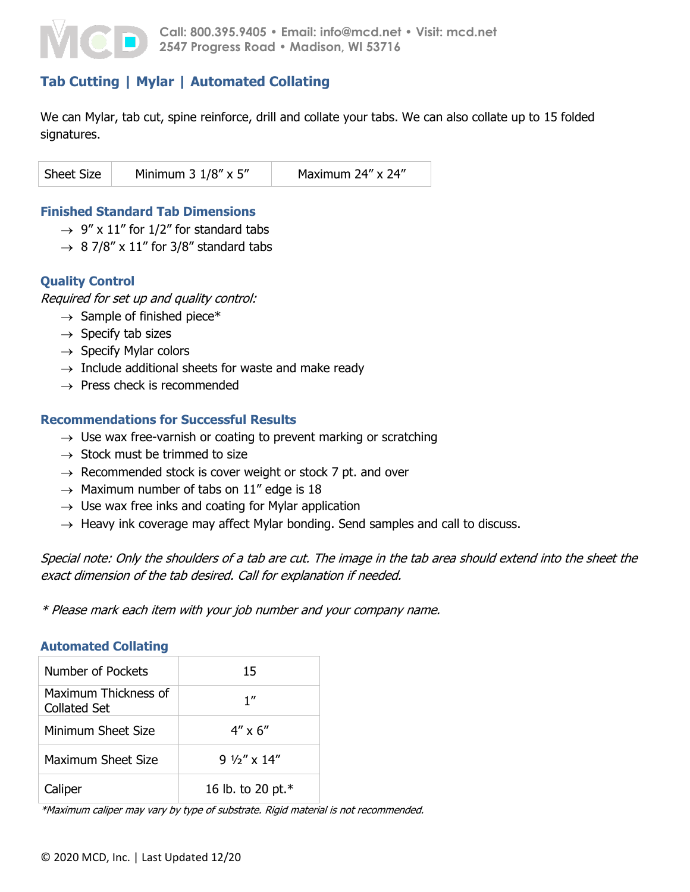Call: 800.395.9405 • Email: info@mcd.net • Visit: mcd.net
2547 Progress Road • Madison, WI 53716

## Tab Cutting | Mylar | Automated Collating

We can Mylar, tab cut, spine reinforce, drill and collate your tabs. We can also collate up to 15 folded signatures.

| Sheet Size | Minimum 3 1/8″ x 5″ | Maximum 24″ x 24″ |
|---|---|---|

### Finished Standard Tab Dimensions

- → 9″ x 11″ for 1/2″ for standard tabs
- → 8 7/8″ x 11″ for 3/8″ standard tabs

### Quality Control

*Required for set up and quality control:*

- → Sample of finished piece*
- → Specify tab sizes
- → Specify Mylar colors
- → Include additional sheets for waste and make ready
- → Press check is recommended

### Recommendations for Successful Results

- → Use wax free-varnish or coating to prevent marking or scratching
- → Stock must be trimmed to size
- → Recommended stock is cover weight or stock 7 pt. and over
- → Maximum number of tabs on 11″ edge is 18
- → Use wax free inks and coating for Mylar application
- → Heavy ink coverage may affect Mylar bonding. Send samples and call to discuss.

*Special note: Only the shoulders of a tab are cut. The image in the tab area should extend into the sheet the exact dimension of the tab desired. Call for explanation if needed.*

*\* Please mark each item with your job number and your company name.*

### Automated Collating

| Number of Pockets | 15 |
|---|---|
| Maximum Thickness of Collated Set | 1″ |
| Minimum Sheet Size | 4″ x 6″ |
| Maximum Sheet Size | 9 ½″ x 14″ |
| Caliper | 16 lb. to 20 pt.* |

*\*Maximum caliper may vary by type of substrate. Rigid material is not recommended.*

© 2020 MCD, Inc. | Last Updated 12/20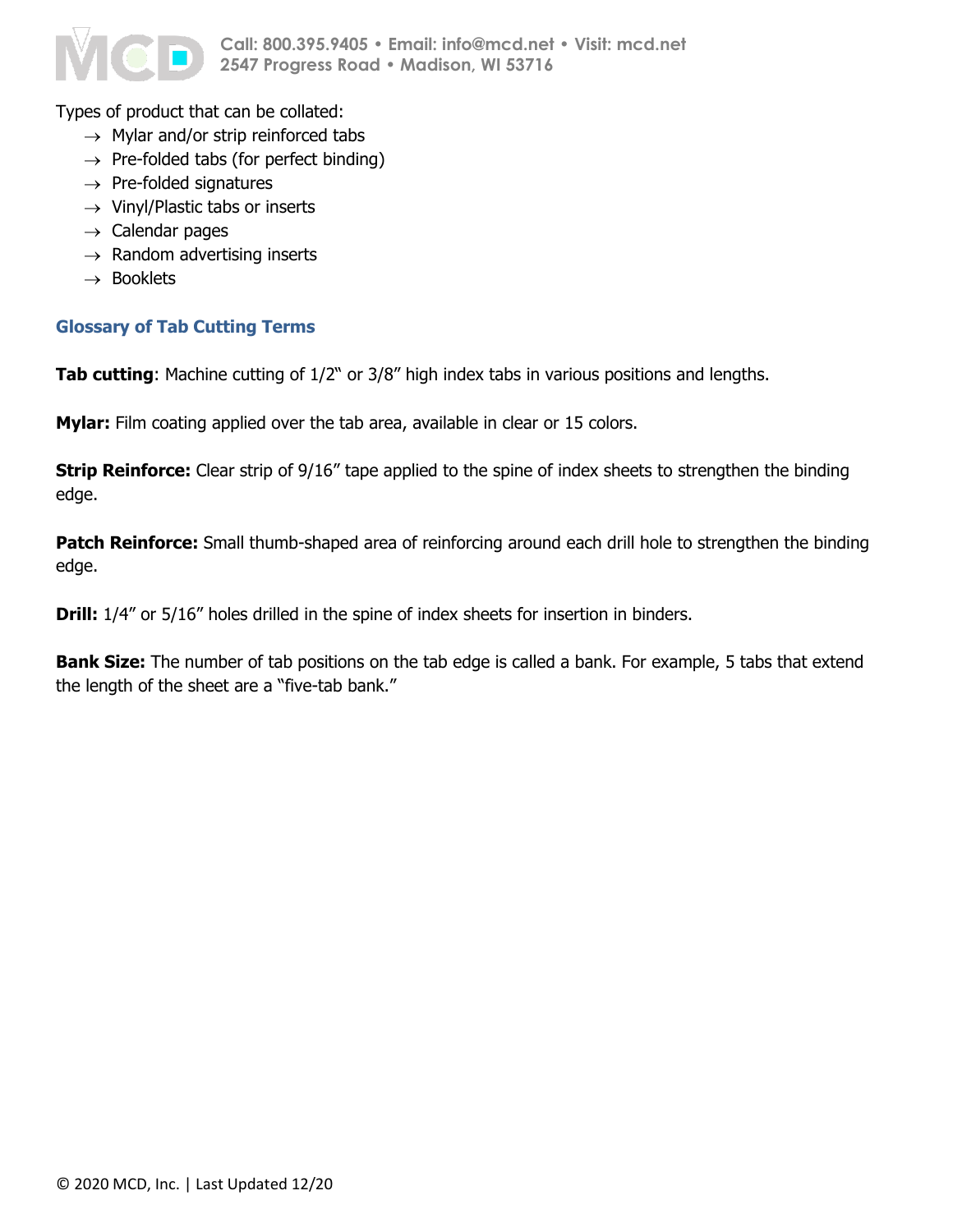Types of product that can be collated:

- → Mylar and/or strip reinforced tabs
- → Pre-folded tabs (for perfect binding)
- → Pre-folded signatures
- → Vinyl/Plastic tabs or inserts
- → Calendar pages
- → Random advertising inserts
- → Booklets

## Glossary of Tab Cutting Terms

**Tab cutting**: Machine cutting of 1/2" or 3/8" high index tabs in various positions and lengths.

**Mylar:** Film coating applied over the tab area, available in clear or 15 colors.

**Strip Reinforce:** Clear strip of 9/16" tape applied to the spine of index sheets to strengthen the binding edge.

**Patch Reinforce:** Small thumb-shaped area of reinforcing around each drill hole to strengthen the binding edge.

**Drill:** 1/4" or 5/16" holes drilled in the spine of index sheets for insertion in binders.

**Bank Size:** The number of tab positions on the tab edge is called a bank. For example, 5 tabs that extend the length of the sheet are a "five-tab bank."

© 2020 MCD, Inc. | Last Updated 12/20